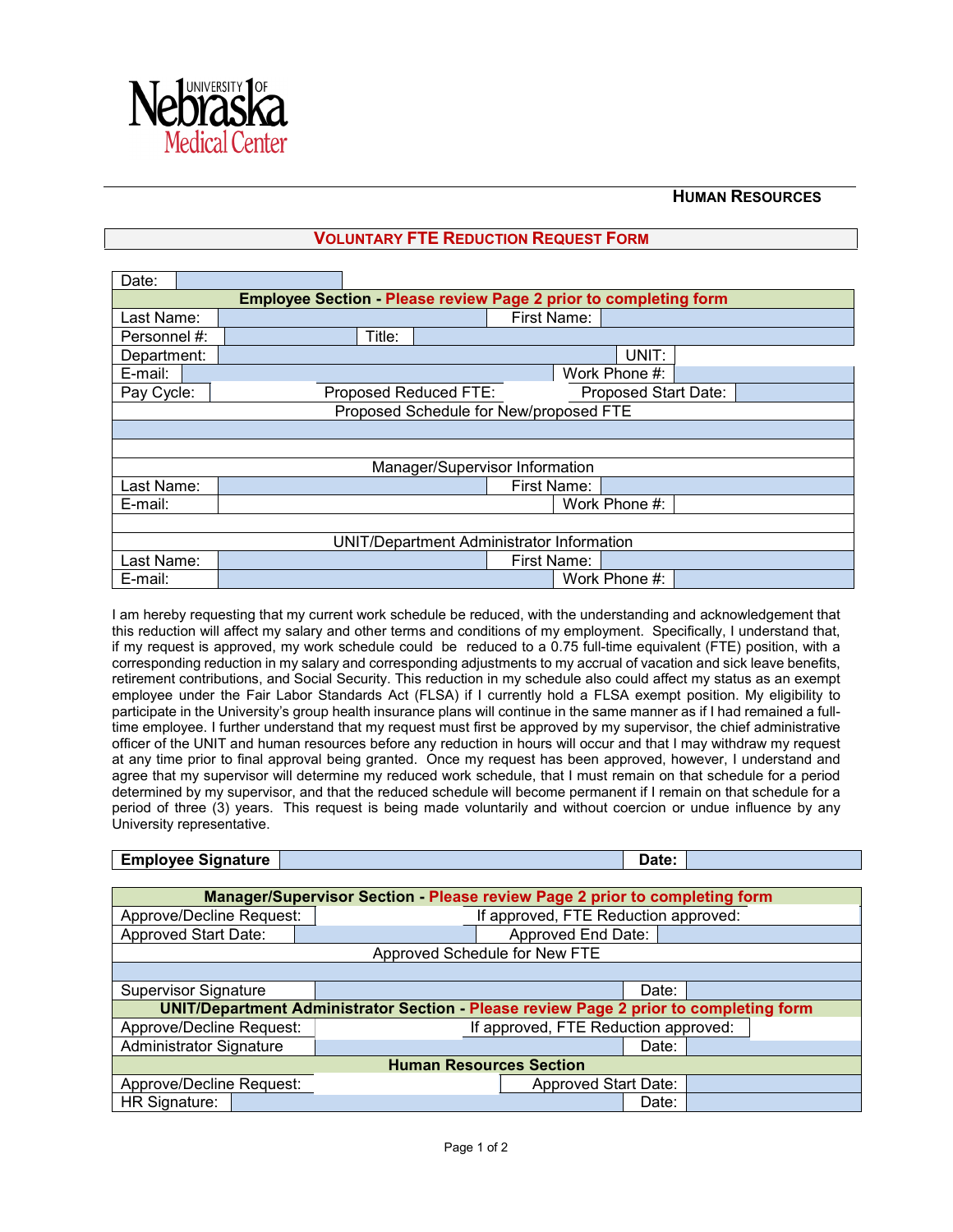University of Nebraska Medical Center

**HUMAN RESOURCES**

# VOLUNTARY FTE REDUCTION REQUEST FORM

| Date: | | | |
|---|---|---|---|
| **Employee Section - Please review Page 2 prior to completing form** | | | |
| Last Name: | | First Name: | |
| Personnel #: | | Title: | |
| Department: | | UNIT: | |
| E-mail: | | Work Phone #: | |
| Pay Cycle: | Proposed Reduced FTE: | Proposed Start Date: | |
| Proposed Schedule for New/proposed FTE | | | |
| | | | |
| | | | |
| Manager/Supervisor Information | | | |
| Last Name: | | First Name: | |
| E-mail: | | Work Phone #: | |
| | | | |
| UNIT/Department Administrator Information | | | |
| Last Name: | | First Name: | |
| E-mail: | | Work Phone #: | |

I am hereby requesting that my current work schedule be reduced, with the understanding and acknowledgement that this reduction will affect my salary and other terms and conditions of my employment. Specifically, I understand that, if my request is approved, my work schedule could be reduced to a 0.75 full-time equivalent (FTE) position, with a corresponding reduction in my salary and corresponding adjustments to my accrual of vacation and sick leave benefits, retirement contributions, and Social Security. This reduction in my schedule also could affect my status as an exempt employee under the Fair Labor Standards Act (FLSA) if I currently hold a FLSA exempt position. My eligibility to participate in the University's group health insurance plans will continue in the same manner as if I had remained a full-time employee. I further understand that my request must first be approved by my supervisor, the chief administrative officer of the UNIT and human resources before any reduction in hours will occur and that I may withdraw my request at any time prior to final approval being granted. Once my request has been approved, however, I understand and agree that my supervisor will determine my reduced work schedule, that I must remain on that schedule for a period determined by my supervisor, and that the reduced schedule will become permanent if I remain on that schedule for a period of three (3) years. This request is being made voluntarily and without coercion or undue influence by any University representative.

| **Employee Signature** | | **Date:** | |
|---|---|---|---|

| **Manager/Supervisor Section - Please review Page 2 prior to completing form** | | | |
|---|---|---|---|
| Approve/Decline Request: | | If approved, FTE Reduction approved: | |
| Approved Start Date: | | Approved End Date: | |
| Approved Schedule for New FTE | | | |
| | | | |
| Supervisor Signature | | Date: | |
| **UNIT/Department Administrator Section - Please review Page 2 prior to completing form** | | | |
| Approve/Decline Request: | | If approved, FTE Reduction approved: | |
| Administrator Signature | | Date: | |
| **Human Resources Section** | | | |
| Approve/Decline Request: | | Approved Start Date: | |
| HR Signature: | | Date: | |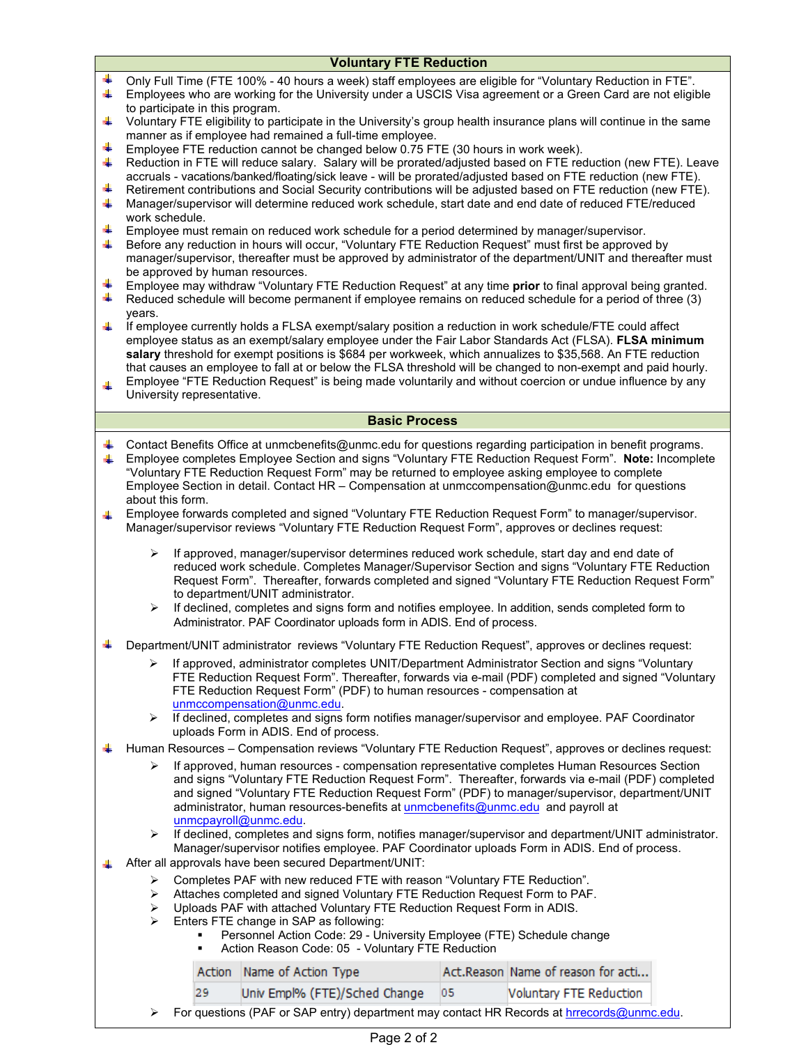## Voluntary FTE Reduction

- Only Full Time (FTE 100% - 40 hours a week) staff employees are eligible for “Voluntary Reduction in FTE”.
- Employees who are working for the University under a USCIS Visa agreement or a Green Card are not eligible to participate in this program.
- Voluntary FTE eligibility to participate in the University’s group health insurance plans will continue in the same manner as if employee had remained a full-time employee.
- Employee FTE reduction cannot be changed below 0.75 FTE (30 hours in work week).
- Reduction in FTE will reduce salary. Salary will be prorated/adjusted based on FTE reduction (new FTE). Leave accruals - vacations/banked/floating/sick leave - will be prorated/adjusted based on FTE reduction (new FTE).
- Retirement contributions and Social Security contributions will be adjusted based on FTE reduction (new FTE).
- Manager/supervisor will determine reduced work schedule, start date and end date of reduced FTE/reduced work schedule.
- Employee must remain on reduced work schedule for a period determined by manager/supervisor.
- Before any reduction in hours will occur, “Voluntary FTE Reduction Request” must first be approved by manager/supervisor, thereafter must be approved by administrator of the department/UNIT and thereafter must be approved by human resources.
- Employee may withdraw “Voluntary FTE Reduction Request” at any time **prior** to final approval being granted.
- Reduced schedule will become permanent if employee remains on reduced schedule for a period of three (3) years.
- If employee currently holds a FLSA exempt/salary position a reduction in work schedule/FTE could affect employee status as an exempt/salary employee under the Fair Labor Standards Act (FLSA). **FLSA minimum salary** threshold for exempt positions is $684 per workweek, which annualizes to $35,568. An FTE reduction that causes an employee to fall at or below the FLSA threshold will be changed to non-exempt and paid hourly.
- Employee “FTE Reduction Request” is being made voluntarily and without coercion or undue influence by any University representative.

## Basic Process

- Contact Benefits Office at unmcbenefits@unmc.edu for questions regarding participation in benefit programs.
- Employee completes Employee Section and signs “Voluntary FTE Reduction Request Form”. **Note:** Incomplete “Voluntary FTE Reduction Request Form” may be returned to employee asking employee to complete Employee Section in detail. Contact HR – Compensation at unmccompensation@unmc.edu for questions about this form.
- Employee forwards completed and signed “Voluntary FTE Reduction Request Form” to manager/supervisor. Manager/supervisor reviews “Voluntary FTE Reduction Request Form”, approves or declines request:
  - If approved, manager/supervisor determines reduced work schedule, start day and end date of reduced work schedule. Completes Manager/Supervisor Section and signs “Voluntary FTE Reduction Request Form”. Thereafter, forwards completed and signed “Voluntary FTE Reduction Request Form” to department/UNIT administrator.
  - If declined, completes and signs form and notifies employee. In addition, sends completed form to Administrator. PAF Coordinator uploads form in ADIS. End of process.
- Department/UNIT administrator reviews “Voluntary FTE Reduction Request”, approves or declines request:
  - If approved, administrator completes UNIT/Department Administrator Section and signs “Voluntary FTE Reduction Request Form”. Thereafter, forwards via e-mail (PDF) completed and signed “Voluntary FTE Reduction Request Form” (PDF) to human resources - compensation at unmccompensation@unmc.edu.
  - If declined, completes and signs form notifies manager/supervisor and employee. PAF Coordinator uploads Form in ADIS. End of process.
- Human Resources – Compensation reviews “Voluntary FTE Reduction Request”, approves or declines request:
  - If approved, human resources - compensation representative completes Human Resources Section and signs “Voluntary FTE Reduction Request Form”. Thereafter, forwards via e-mail (PDF) completed and signed “Voluntary FTE Reduction Request Form” (PDF) to manager/supervisor, department/UNIT administrator, human resources-benefits at unmcbenefits@unmc.edu and payroll at unmcpayroll@unmc.edu.
  - If declined, completes and signs form, notifies manager/supervisor and department/UNIT administrator. Manager/supervisor notifies employee. PAF Coordinator uploads Form in ADIS. End of process.
- After all approvals have been secured Department/UNIT:
  - Completes PAF with new reduced FTE with reason “Voluntary FTE Reduction”.
  - Attaches completed and signed Voluntary FTE Reduction Request Form to PAF.
  - Uploads PAF with attached Voluntary FTE Reduction Request Form in ADIS.
  - Enters FTE change in SAP as following:
    - Personnel Action Code: 29 - University Employee (FTE) Schedule change
    - Action Reason Code: 05 - Voluntary FTE Reduction

| Action | Name of Action Type | Act.Reason | Name of reason for acti... |
|---|---|---|---|
| 29 | Univ Empl% (FTE)/Sched Change | 05 | Voluntary FTE Reduction |

  - For questions (PAF or SAP entry) department may contact HR Records at hrrecords@unmc.edu.